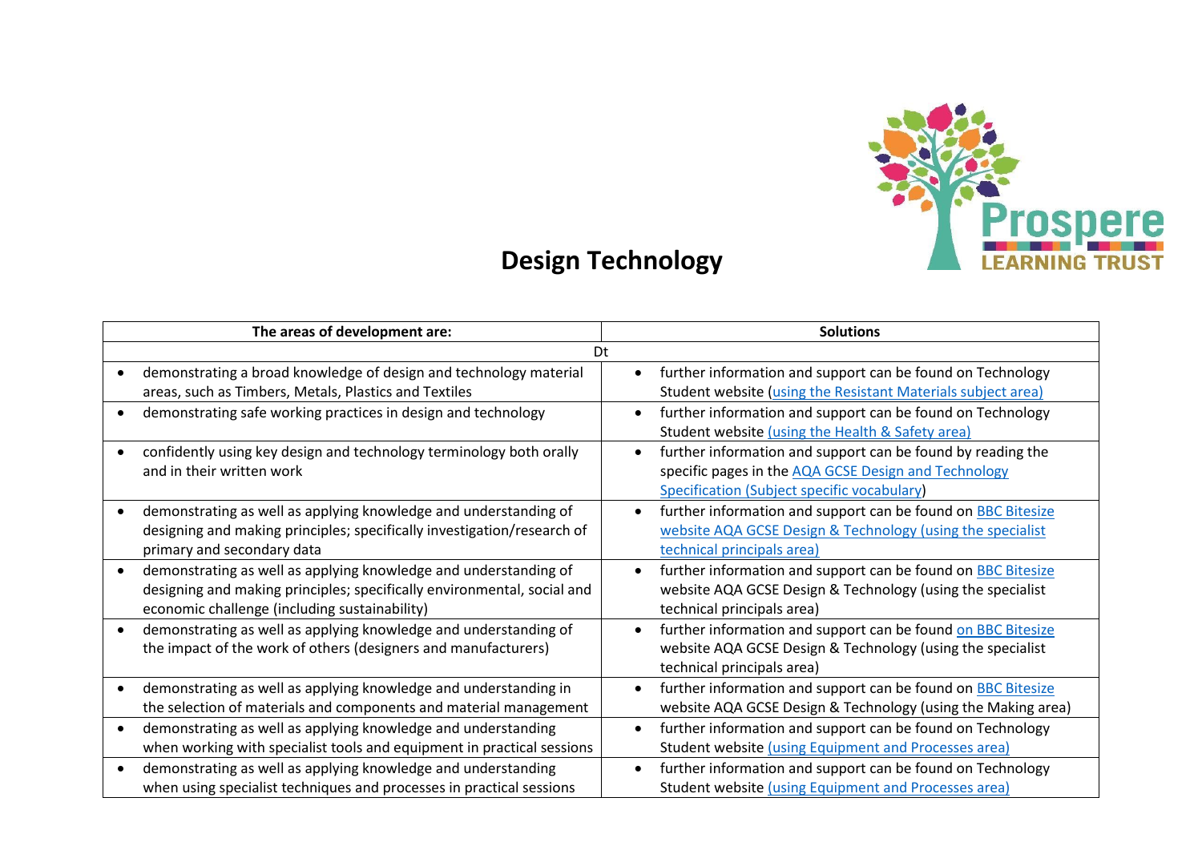# Design Technology

| The areas of development are: | Solutions |
|---|---|
| Dt | |
| • demonstrating a broad knowledge of design and technology material areas, such as Timbers, Metals, Plastics and Textiles | • further information and support can be found on Technology Student website (using the Resistant Materials subject area) |
| • demonstrating safe working practices in design and technology | • further information and support can be found on Technology Student website (using the Health & Safety area) |
| • confidently using key design and technology terminology both orally and in their written work | • further information and support can be found by reading the specific pages in the AQA GCSE Design and Technology Specification (Subject specific vocabulary) |
| • demonstrating as well as applying knowledge and understanding of designing and making principles; specifically investigation/research of primary and secondary data | • further information and support can be found on BBC Bitesize website AQA GCSE Design & Technology (using the specialist technical principals area) |
| • demonstrating as well as applying knowledge and understanding of designing and making principles; specifically environmental, social and economic challenge (including sustainability) | • further information and support can be found on BBC Bitesize website AQA GCSE Design & Technology (using the specialist technical principals area) |
| • demonstrating as well as applying knowledge and understanding of the impact of the work of others (designers and manufacturers) | • further information and support can be found on BBC Bitesize website AQA GCSE Design & Technology (using the specialist technical principals area) |
| • demonstrating as well as applying knowledge and understanding in the selection of materials and components and material management | • further information and support can be found on BBC Bitesize website AQA GCSE Design & Technology (using the Making area) |
| • demonstrating as well as applying knowledge and understanding when working with specialist tools and equipment in practical sessions | • further information and support can be found on Technology Student website (using Equipment and Processes area) |
| • demonstrating as well as applying knowledge and understanding when using specialist techniques and processes in practical sessions | • further information and support can be found on Technology Student website (using Equipment and Processes area) |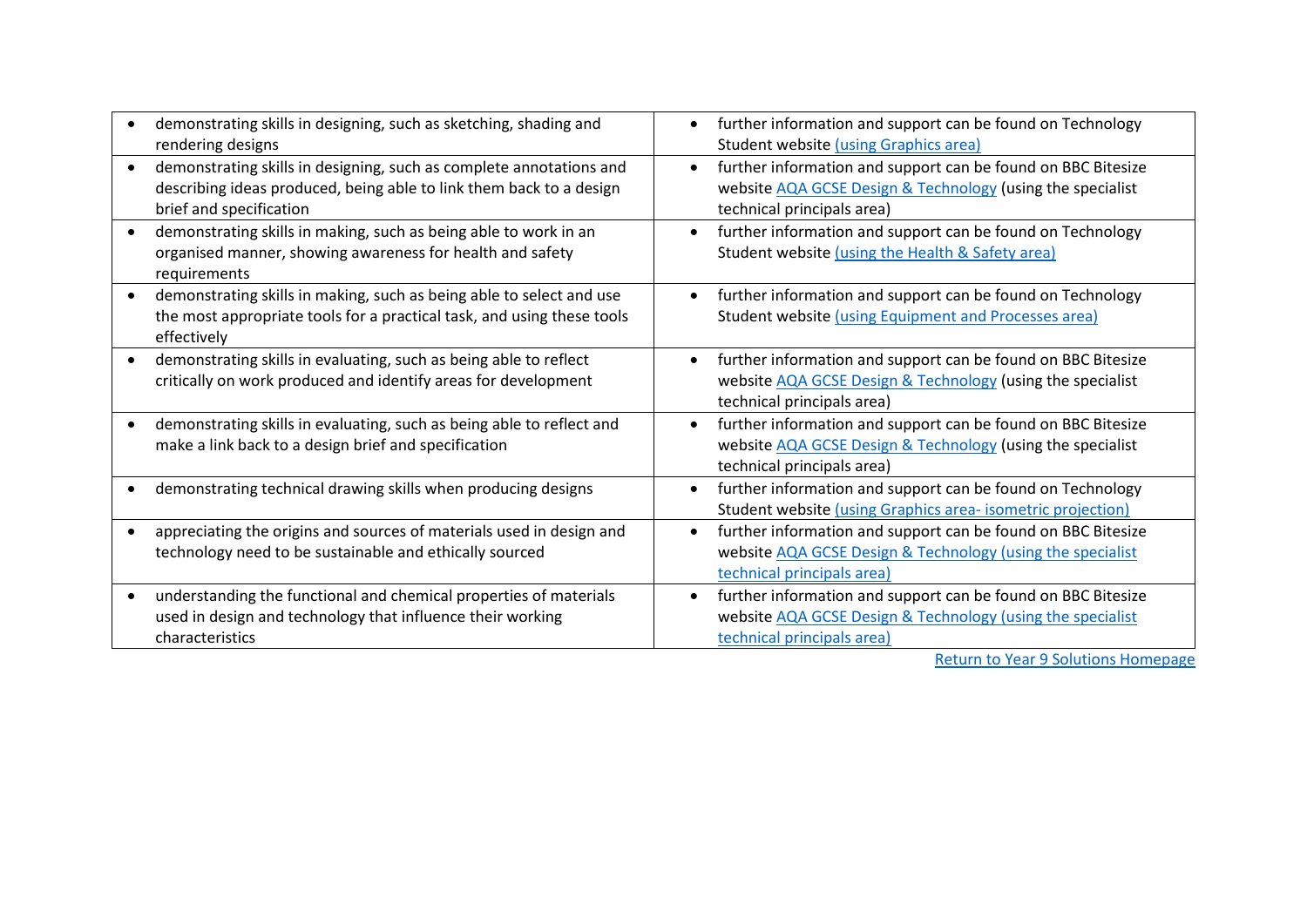| | |
|---|---|
| • demonstrating skills in designing, such as sketching, shading and rendering designs | • further information and support can be found on Technology Student website (using Graphics area) |
| • demonstrating skills in designing, such as complete annotations and describing ideas produced, being able to link them back to a design brief and specification | • further information and support can be found on BBC Bitesize website AQA GCSE Design & Technology (using the specialist technical principals area) |
| • demonstrating skills in making, such as being able to work in an organised manner, showing awareness for health and safety requirements | • further information and support can be found on Technology Student website (using the Health & Safety area) |
| • demonstrating skills in making, such as being able to select and use the most appropriate tools for a practical task, and using these tools effectively | • further information and support can be found on Technology Student website (using Equipment and Processes area) |
| • demonstrating skills in evaluating, such as being able to reflect critically on work produced and identify areas for development | • further information and support can be found on BBC Bitesize website AQA GCSE Design & Technology (using the specialist technical principals area) |
| • demonstrating skills in evaluating, such as being able to reflect and make a link back to a design brief and specification | • further information and support can be found on BBC Bitesize website AQA GCSE Design & Technology (using the specialist technical principals area) |
| • demonstrating technical drawing skills when producing designs | • further information and support can be found on Technology Student website (using Graphics area- isometric projection) |
| • appreciating the origins and sources of materials used in design and technology need to be sustainable and ethically sourced | • further information and support can be found on BBC Bitesize website AQA GCSE Design & Technology (using the specialist technical principals area) |
| • understanding the functional and chemical properties of materials used in design and technology that influence their working characteristics | • further information and support can be found on BBC Bitesize website AQA GCSE Design & Technology (using the specialist technical principals area) |

Return to Year 9 Solutions Homepage